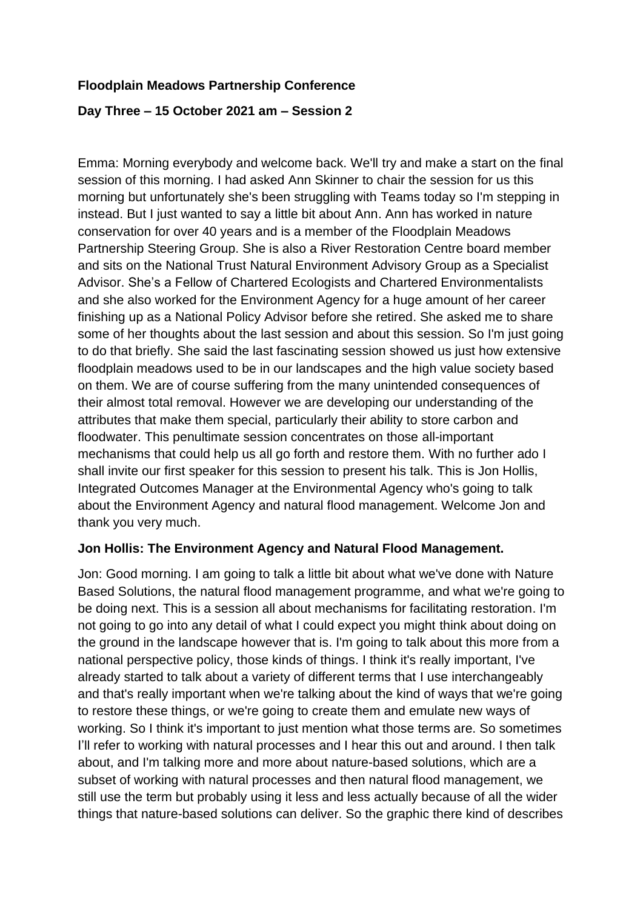**Floodplain Meadows Partnership Conference**

**Day Three – 15 October 2021 am – Session 2**

Emma: Morning everybody and welcome back. We'll try and make a start on the final session of this morning. I had asked Ann Skinner to chair the session for us this morning but unfortunately she's been struggling with Teams today so I'm stepping in instead. But I just wanted to say a little bit about Ann. Ann has worked in nature conservation for over 40 years and is a member of the Floodplain Meadows Partnership Steering Group. She is also a River Restoration Centre board member and sits on the National Trust Natural Environment Advisory Group as a Specialist Advisor. She's a Fellow of Chartered Ecologists and Chartered Environmentalists and she also worked for the Environment Agency for a huge amount of her career finishing up as a National Policy Advisor before she retired. She asked me to share some of her thoughts about the last session and about this session. So I'm just going to do that briefly. She said the last fascinating session showed us just how extensive floodplain meadows used to be in our landscapes and the high value society based on them. We are of course suffering from the many unintended consequences of their almost total removal. However we are developing our understanding of the attributes that make them special, particularly their ability to store carbon and floodwater. This penultimate session concentrates on those all-important mechanisms that could help us all go forth and restore them. With no further ado I shall invite our first speaker for this session to present his talk. This is Jon Hollis, Integrated Outcomes Manager at the Environmental Agency who's going to talk about the Environment Agency and natural flood management. Welcome Jon and thank you very much.

**Jon Hollis: The Environment Agency and Natural Flood Management.**

Jon: Good morning. I am going to talk a little bit about what we've done with Nature Based Solutions, the natural flood management programme, and what we're going to be doing next. This is a session all about mechanisms for facilitating restoration. I'm not going to go into any detail of what I could expect you might think about doing on the ground in the landscape however that is. I'm going to talk about this more from a national perspective policy, those kinds of things. I think it's really important, I've already started to talk about a variety of different terms that I use interchangeably and that's really important when we're talking about the kind of ways that we're going to restore these things, or we're going to create them and emulate new ways of working. So I think it's important to just mention what those terms are. So sometimes I'll refer to working with natural processes and I hear this out and around. I then talk about, and I'm talking more and more about nature-based solutions, which are a subset of working with natural processes and then natural flood management, we still use the term but probably using it less and less actually because of all the wider things that nature-based solutions can deliver. So the graphic there kind of describes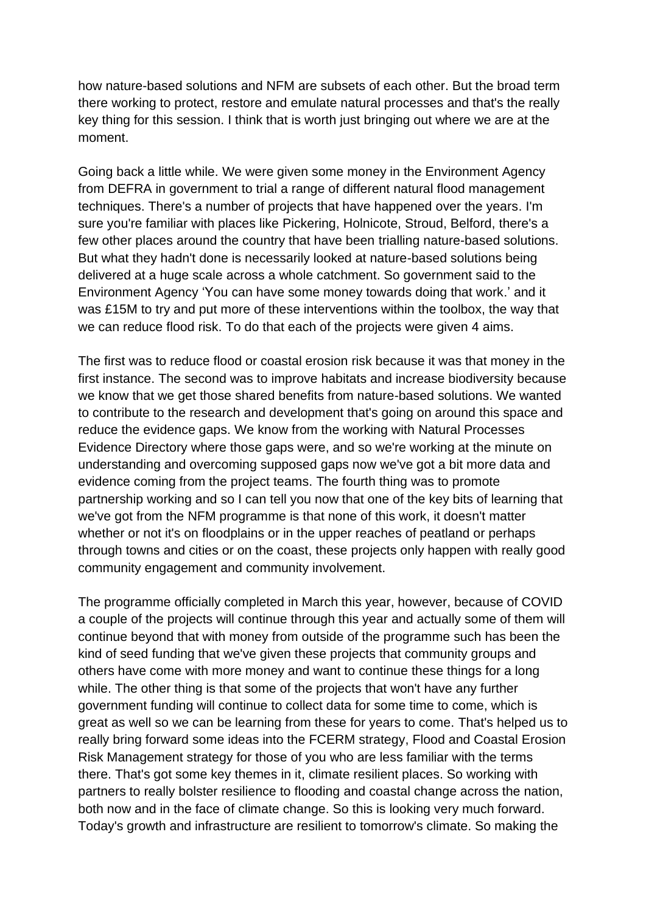how nature-based solutions and NFM are subsets of each other. But the broad term there working to protect, restore and emulate natural processes and that's the really key thing for this session. I think that is worth just bringing out where we are at the moment.

Going back a little while. We were given some money in the Environment Agency from DEFRA in government to trial a range of different natural flood management techniques. There's a number of projects that have happened over the years. I'm sure you're familiar with places like Pickering, Holnicote, Stroud, Belford, there's a few other places around the country that have been trialling nature-based solutions. But what they hadn't done is necessarily looked at nature-based solutions being delivered at a huge scale across a whole catchment. So government said to the Environment Agency 'You can have some money towards doing that work.' and it was £15M to try and put more of these interventions within the toolbox, the way that we can reduce flood risk. To do that each of the projects were given 4 aims.

The first was to reduce flood or coastal erosion risk because it was that money in the first instance. The second was to improve habitats and increase biodiversity because we know that we get those shared benefits from nature-based solutions. We wanted to contribute to the research and development that's going on around this space and reduce the evidence gaps. We know from the working with Natural Processes Evidence Directory where those gaps were, and so we're working at the minute on understanding and overcoming supposed gaps now we've got a bit more data and evidence coming from the project teams. The fourth thing was to promote partnership working and so I can tell you now that one of the key bits of learning that we've got from the NFM programme is that none of this work, it doesn't matter whether or not it's on floodplains or in the upper reaches of peatland or perhaps through towns and cities or on the coast, these projects only happen with really good community engagement and community involvement.

The programme officially completed in March this year, however, because of COVID a couple of the projects will continue through this year and actually some of them will continue beyond that with money from outside of the programme such has been the kind of seed funding that we've given these projects that community groups and others have come with more money and want to continue these things for a long while. The other thing is that some of the projects that won't have any further government funding will continue to collect data for some time to come, which is great as well so we can be learning from these for years to come. That's helped us to really bring forward some ideas into the FCERM strategy, Flood and Coastal Erosion Risk Management strategy for those of you who are less familiar with the terms there. That's got some key themes in it, climate resilient places. So working with partners to really bolster resilience to flooding and coastal change across the nation, both now and in the face of climate change. So this is looking very much forward. Today's growth and infrastructure are resilient to tomorrow's climate. So making the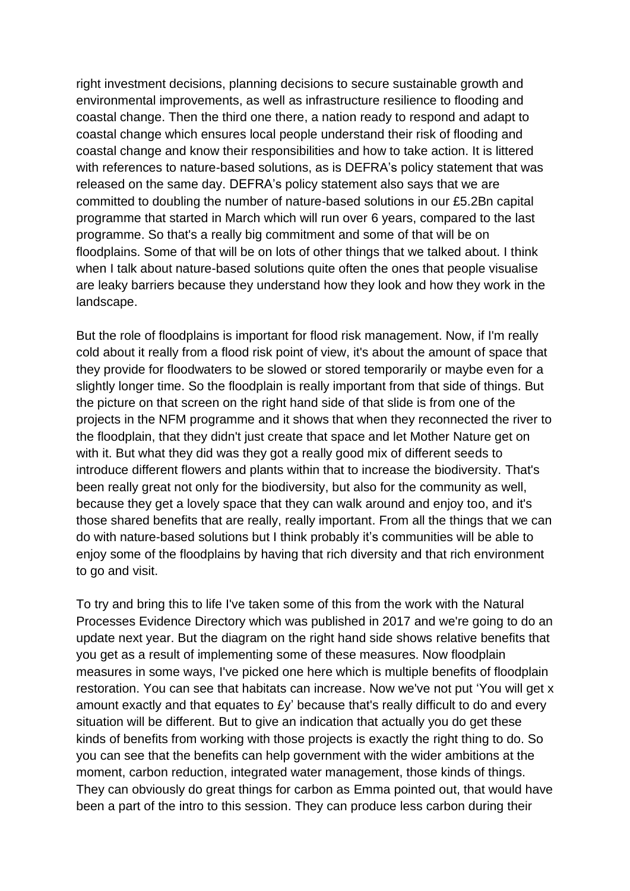right investment decisions, planning decisions to secure sustainable growth and environmental improvements, as well as infrastructure resilience to flooding and coastal change. Then the third one there, a nation ready to respond and adapt to coastal change which ensures local people understand their risk of flooding and coastal change and know their responsibilities and how to take action. It is littered with references to nature-based solutions, as is DEFRA's policy statement that was released on the same day. DEFRA's policy statement also says that we are committed to doubling the number of nature-based solutions in our £5.2Bn capital programme that started in March which will run over 6 years, compared to the last programme. So that's a really big commitment and some of that will be on floodplains. Some of that will be on lots of other things that we talked about. I think when I talk about nature-based solutions quite often the ones that people visualise are leaky barriers because they understand how they look and how they work in the landscape.

But the role of floodplains is important for flood risk management. Now, if I'm really cold about it really from a flood risk point of view, it's about the amount of space that they provide for floodwaters to be slowed or stored temporarily or maybe even for a slightly longer time. So the floodplain is really important from that side of things. But the picture on that screen on the right hand side of that slide is from one of the projects in the NFM programme and it shows that when they reconnected the river to the floodplain, that they didn't just create that space and let Mother Nature get on with it. But what they did was they got a really good mix of different seeds to introduce different flowers and plants within that to increase the biodiversity. That's been really great not only for the biodiversity, but also for the community as well, because they get a lovely space that they can walk around and enjoy too, and it's those shared benefits that are really, really important. From all the things that we can do with nature-based solutions but I think probably it's communities will be able to enjoy some of the floodplains by having that rich diversity and that rich environment to go and visit.

To try and bring this to life I've taken some of this from the work with the Natural Processes Evidence Directory which was published in 2017 and we're going to do an update next year. But the diagram on the right hand side shows relative benefits that you get as a result of implementing some of these measures. Now floodplain measures in some ways, I've picked one here which is multiple benefits of floodplain restoration. You can see that habitats can increase. Now we've not put 'You will get x amount exactly and that equates to £y' because that's really difficult to do and every situation will be different. But to give an indication that actually you do get these kinds of benefits from working with those projects is exactly the right thing to do. So you can see that the benefits can help government with the wider ambitions at the moment, carbon reduction, integrated water management, those kinds of things. They can obviously do great things for carbon as Emma pointed out, that would have been a part of the intro to this session. They can produce less carbon during their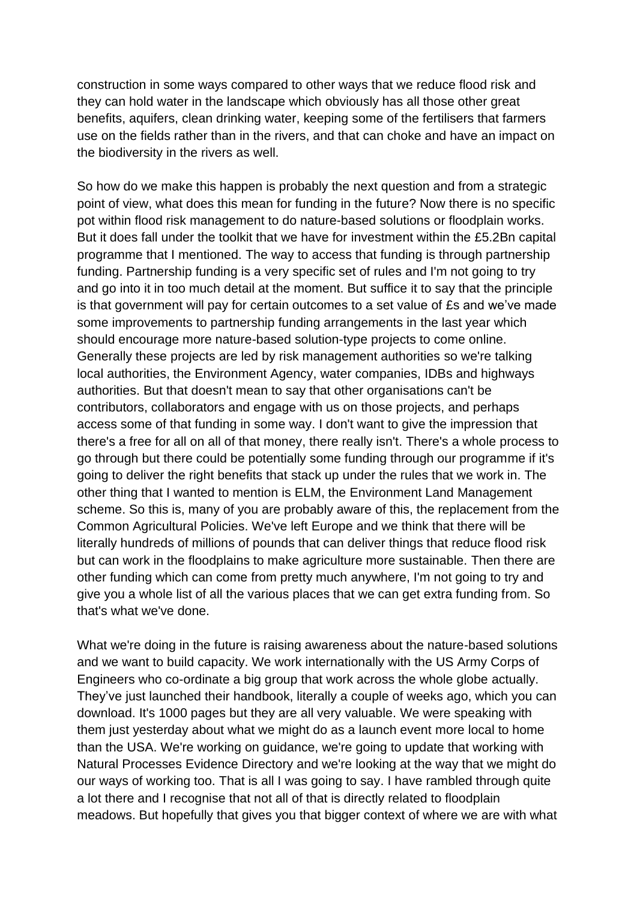construction in some ways compared to other ways that we reduce flood risk and they can hold water in the landscape which obviously has all those other great benefits, aquifers, clean drinking water, keeping some of the fertilisers that farmers use on the fields rather than in the rivers, and that can choke and have an impact on the biodiversity in the rivers as well.

So how do we make this happen is probably the next question and from a strategic point of view, what does this mean for funding in the future? Now there is no specific pot within flood risk management to do nature-based solutions or floodplain works. But it does fall under the toolkit that we have for investment within the £5.2Bn capital programme that I mentioned. The way to access that funding is through partnership funding. Partnership funding is a very specific set of rules and I'm not going to try and go into it in too much detail at the moment. But suffice it to say that the principle is that government will pay for certain outcomes to a set value of £s and we've made some improvements to partnership funding arrangements in the last year which should encourage more nature-based solution-type projects to come online. Generally these projects are led by risk management authorities so we're talking local authorities, the Environment Agency, water companies, IDBs and highways authorities. But that doesn't mean to say that other organisations can't be contributors, collaborators and engage with us on those projects, and perhaps access some of that funding in some way. I don't want to give the impression that there's a free for all on all of that money, there really isn't. There's a whole process to go through but there could be potentially some funding through our programme if it's going to deliver the right benefits that stack up under the rules that we work in. The other thing that I wanted to mention is ELM, the Environment Land Management scheme. So this is, many of you are probably aware of this, the replacement from the Common Agricultural Policies. We've left Europe and we think that there will be literally hundreds of millions of pounds that can deliver things that reduce flood risk but can work in the floodplains to make agriculture more sustainable. Then there are other funding which can come from pretty much anywhere, I'm not going to try and give you a whole list of all the various places that we can get extra funding from. So that's what we've done.

What we're doing in the future is raising awareness about the nature-based solutions and we want to build capacity. We work internationally with the US Army Corps of Engineers who co-ordinate a big group that work across the whole globe actually. They've just launched their handbook, literally a couple of weeks ago, which you can download. It's 1000 pages but they are all very valuable. We were speaking with them just yesterday about what we might do as a launch event more local to home than the USA. We're working on guidance, we're going to update that working with Natural Processes Evidence Directory and we're looking at the way that we might do our ways of working too. That is all I was going to say. I have rambled through quite a lot there and I recognise that not all of that is directly related to floodplain meadows. But hopefully that gives you that bigger context of where we are with what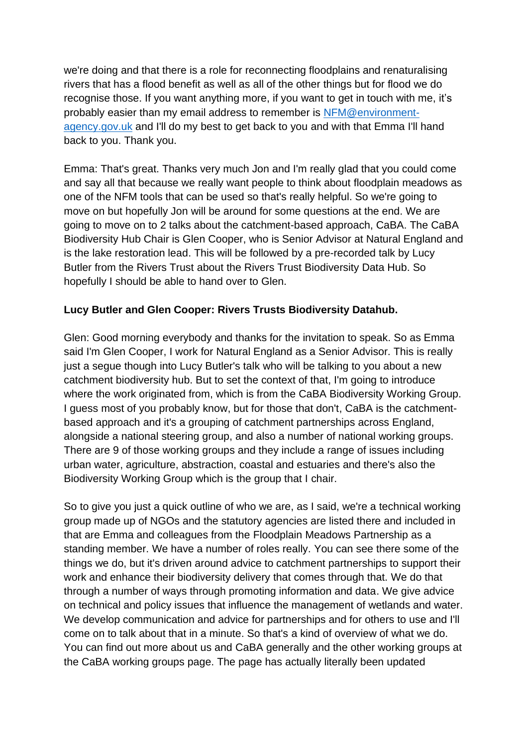we're doing and that there is a role for reconnecting floodplains and renaturalising rivers that has a flood benefit as well as all of the other things but for flood we do recognise those. If you want anything more, if you want to get in touch with me, it's probably easier than my email address to remember is [NFM@environment-agency.gov.uk](mailto:NFM@environment-agency.gov.uk) and I'll do my best to get back to you and with that Emma I'll hand back to you. Thank you.

Emma: That's great. Thanks very much Jon and I'm really glad that you could come and say all that because we really want people to think about floodplain meadows as one of the NFM tools that can be used so that's really helpful. So we're going to move on but hopefully Jon will be around for some questions at the end. We are going to move on to 2 talks about the catchment-based approach, CaBA. The CaBA Biodiversity Hub Chair is Glen Cooper, who is Senior Advisor at Natural England and is the lake restoration lead. This will be followed by a pre-recorded talk by Lucy Butler from the Rivers Trust about the Rivers Trust Biodiversity Data Hub. So hopefully I should be able to hand over to Glen.

**Lucy Butler and Glen Cooper: Rivers Trusts Biodiversity Datahub.**

Glen: Good morning everybody and thanks for the invitation to speak. So as Emma said I'm Glen Cooper, I work for Natural England as a Senior Advisor. This is really just a segue though into Lucy Butler's talk who will be talking to you about a new catchment biodiversity hub. But to set the context of that, I'm going to introduce where the work originated from, which is from the CaBA Biodiversity Working Group. I guess most of you probably know, but for those that don't, CaBA is the catchment-based approach and it's a grouping of catchment partnerships across England, alongside a national steering group, and also a number of national working groups. There are 9 of those working groups and they include a range of issues including urban water, agriculture, abstraction, coastal and estuaries and there's also the Biodiversity Working Group which is the group that I chair.

So to give you just a quick outline of who we are, as I said, we're a technical working group made up of NGOs and the statutory agencies are listed there and included in that are Emma and colleagues from the Floodplain Meadows Partnership as a standing member. We have a number of roles really. You can see there some of the things we do, but it's driven around advice to catchment partnerships to support their work and enhance their biodiversity delivery that comes through that. We do that through a number of ways through promoting information and data. We give advice on technical and policy issues that influence the management of wetlands and water. We develop communication and advice for partnerships and for others to use and I'll come on to talk about that in a minute. So that's a kind of overview of what we do. You can find out more about us and CaBA generally and the other working groups at the CaBA working groups page. The page has actually literally been updated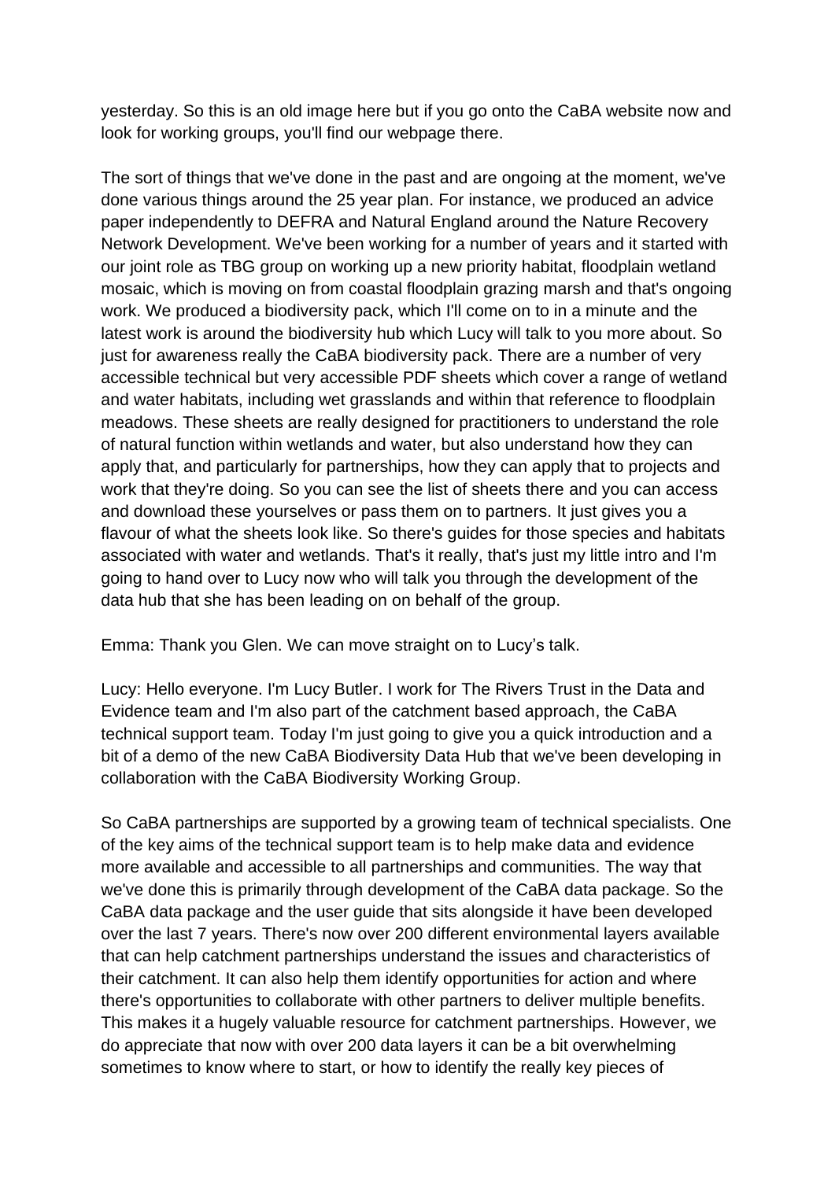yesterday. So this is an old image here but if you go onto the CaBA website now and look for working groups, you'll find our webpage there.

The sort of things that we've done in the past and are ongoing at the moment, we've done various things around the 25 year plan. For instance, we produced an advice paper independently to DEFRA and Natural England around the Nature Recovery Network Development. We've been working for a number of years and it started with our joint role as TBG group on working up a new priority habitat, floodplain wetland mosaic, which is moving on from coastal floodplain grazing marsh and that's ongoing work. We produced a biodiversity pack, which I'll come on to in a minute and the latest work is around the biodiversity hub which Lucy will talk to you more about. So just for awareness really the CaBA biodiversity pack. There are a number of very accessible technical but very accessible PDF sheets which cover a range of wetland and water habitats, including wet grasslands and within that reference to floodplain meadows. These sheets are really designed for practitioners to understand the role of natural function within wetlands and water, but also understand how they can apply that, and particularly for partnerships, how they can apply that to projects and work that they're doing. So you can see the list of sheets there and you can access and download these yourselves or pass them on to partners. It just gives you a flavour of what the sheets look like. So there's guides for those species and habitats associated with water and wetlands. That's it really, that's just my little intro and I'm going to hand over to Lucy now who will talk you through the development of the data hub that she has been leading on on behalf of the group.

Emma: Thank you Glen. We can move straight on to Lucy's talk.

Lucy: Hello everyone. I'm Lucy Butler. I work for The Rivers Trust in the Data and Evidence team and I'm also part of the catchment based approach, the CaBA technical support team. Today I'm just going to give you a quick introduction and a bit of a demo of the new CaBA Biodiversity Data Hub that we've been developing in collaboration with the CaBA Biodiversity Working Group.

So CaBA partnerships are supported by a growing team of technical specialists. One of the key aims of the technical support team is to help make data and evidence more available and accessible to all partnerships and communities. The way that we've done this is primarily through development of the CaBA data package. So the CaBA data package and the user guide that sits alongside it have been developed over the last 7 years. There's now over 200 different environmental layers available that can help catchment partnerships understand the issues and characteristics of their catchment. It can also help them identify opportunities for action and where there's opportunities to collaborate with other partners to deliver multiple benefits. This makes it a hugely valuable resource for catchment partnerships. However, we do appreciate that now with over 200 data layers it can be a bit overwhelming sometimes to know where to start, or how to identify the really key pieces of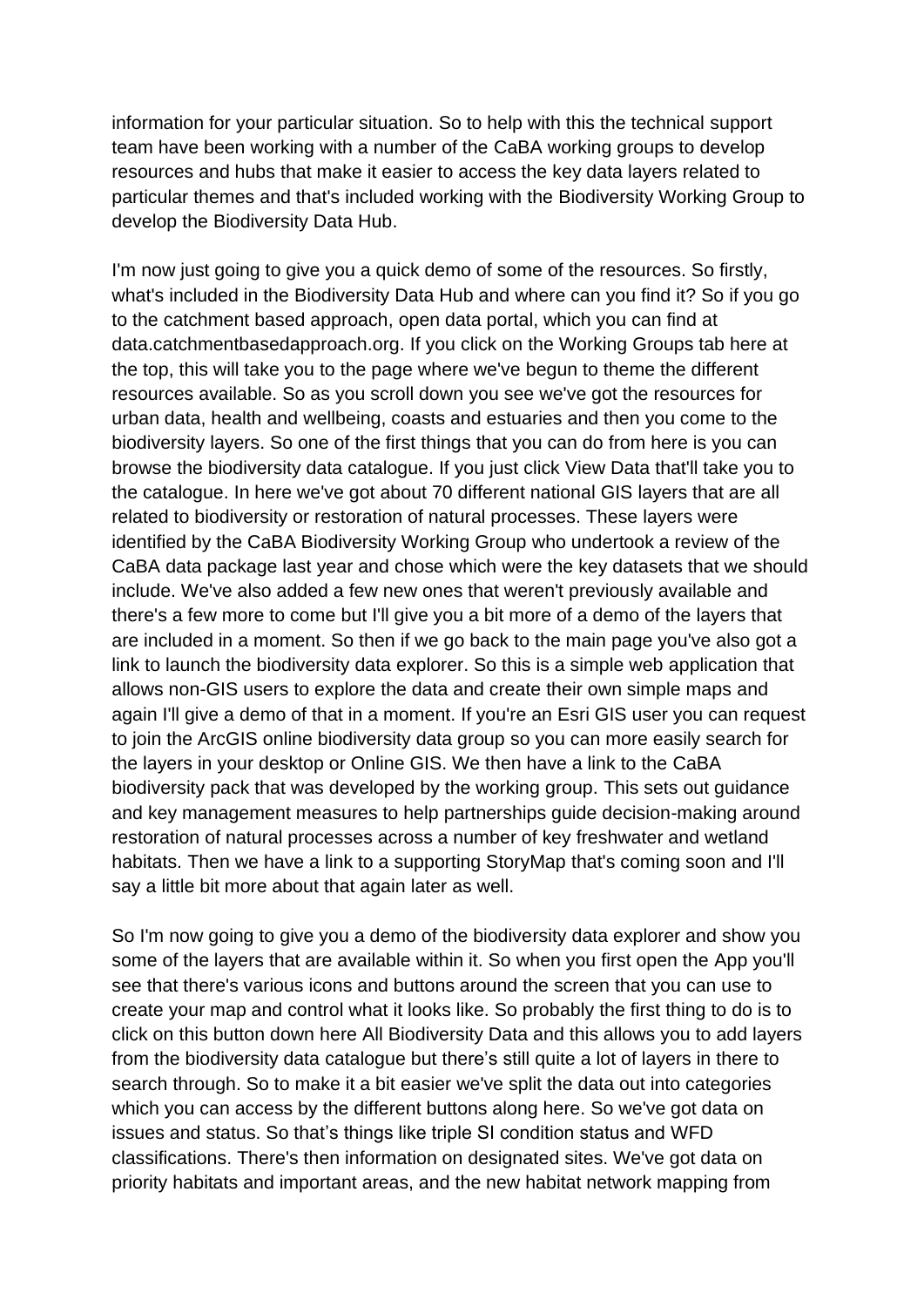information for your particular situation. So to help with this the technical support team have been working with a number of the CaBA working groups to develop resources and hubs that make it easier to access the key data layers related to particular themes and that's included working with the Biodiversity Working Group to develop the Biodiversity Data Hub.

I'm now just going to give you a quick demo of some of the resources. So firstly, what's included in the Biodiversity Data Hub and where can you find it? So if you go to the catchment based approach, open data portal, which you can find at data.catchmentbasedapproach.org. If you click on the Working Groups tab here at the top, this will take you to the page where we've begun to theme the different resources available. So as you scroll down you see we've got the resources for urban data, health and wellbeing, coasts and estuaries and then you come to the biodiversity layers. So one of the first things that you can do from here is you can browse the biodiversity data catalogue. If you just click View Data that'll take you to the catalogue. In here we've got about 70 different national GIS layers that are all related to biodiversity or restoration of natural processes. These layers were identified by the CaBA Biodiversity Working Group who undertook a review of the CaBA data package last year and chose which were the key datasets that we should include. We've also added a few new ones that weren't previously available and there's a few more to come but I'll give you a bit more of a demo of the layers that are included in a moment. So then if we go back to the main page you've also got a link to launch the biodiversity data explorer. So this is a simple web application that allows non-GIS users to explore the data and create their own simple maps and again I'll give a demo of that in a moment. If you're an Esri GIS user you can request to join the ArcGIS online biodiversity data group so you can more easily search for the layers in your desktop or Online GIS. We then have a link to the CaBA biodiversity pack that was developed by the working group. This sets out guidance and key management measures to help partnerships guide decision-making around restoration of natural processes across a number of key freshwater and wetland habitats. Then we have a link to a supporting StoryMap that's coming soon and I'll say a little bit more about that again later as well.

So I'm now going to give you a demo of the biodiversity data explorer and show you some of the layers that are available within it. So when you first open the App you'll see that there's various icons and buttons around the screen that you can use to create your map and control what it looks like. So probably the first thing to do is to click on this button down here All Biodiversity Data and this allows you to add layers from the biodiversity data catalogue but there's still quite a lot of layers in there to search through. So to make it a bit easier we've split the data out into categories which you can access by the different buttons along here. So we've got data on issues and status. So that's things like triple SI condition status and WFD classifications. There's then information on designated sites. We've got data on priority habitats and important areas, and the new habitat network mapping from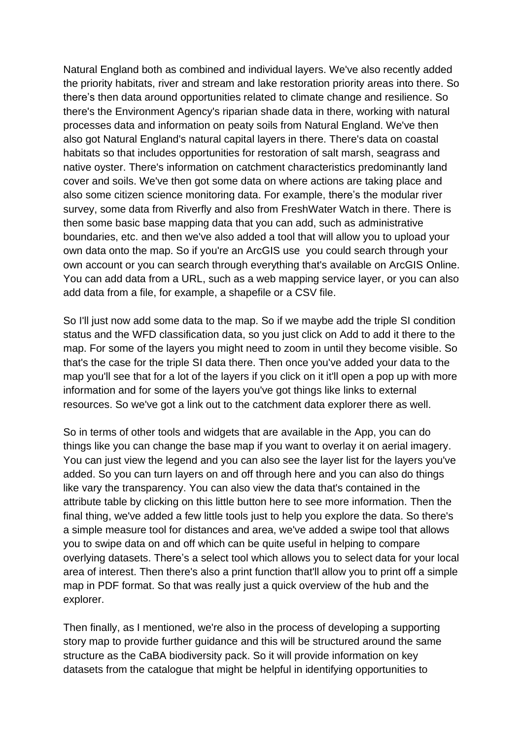Natural England both as combined and individual layers. We've also recently added the priority habitats, river and stream and lake restoration priority areas into there. So there's then data around opportunities related to climate change and resilience. So there's the Environment Agency's riparian shade data in there, working with natural processes data and information on peaty soils from Natural England. We've then also got Natural England's natural capital layers in there. There's data on coastal habitats so that includes opportunities for restoration of salt marsh, seagrass and native oyster. There's information on catchment characteristics predominantly land cover and soils. We've then got some data on where actions are taking place and also some citizen science monitoring data. For example, there's the modular river survey, some data from Riverfly and also from FreshWater Watch in there. There is then some basic base mapping data that you can add, such as administrative boundaries, etc. and then we've also added a tool that will allow you to upload your own data onto the map. So if you're an ArcGIS use  you could search through your own account or you can search through everything that's available on ArcGIS Online. You can add data from a URL, such as a web mapping service layer, or you can also add data from a file, for example, a shapefile or a CSV file.

So I'll just now add some data to the map. So if we maybe add the triple SI condition status and the WFD classification data, so you just click on Add to add it there to the map. For some of the layers you might need to zoom in until they become visible. So that's the case for the triple SI data there. Then once you've added your data to the map you'll see that for a lot of the layers if you click on it it'll open a pop up with more information and for some of the layers you've got things like links to external resources. So we've got a link out to the catchment data explorer there as well.

So in terms of other tools and widgets that are available in the App, you can do things like you can change the base map if you want to overlay it on aerial imagery. You can just view the legend and you can also see the layer list for the layers you've added. So you can turn layers on and off through here and you can also do things like vary the transparency. You can also view the data that's contained in the attribute table by clicking on this little button here to see more information. Then the final thing, we've added a few little tools just to help you explore the data. So there's a simple measure tool for distances and area, we've added a swipe tool that allows you to swipe data on and off which can be quite useful in helping to compare overlying datasets. There's a select tool which allows you to select data for your local area of interest. Then there's also a print function that'll allow you to print off a simple map in PDF format. So that was really just a quick overview of the hub and the explorer.

Then finally, as I mentioned, we're also in the process of developing a supporting story map to provide further guidance and this will be structured around the same structure as the CaBA biodiversity pack. So it will provide information on key datasets from the catalogue that might be helpful in identifying opportunities to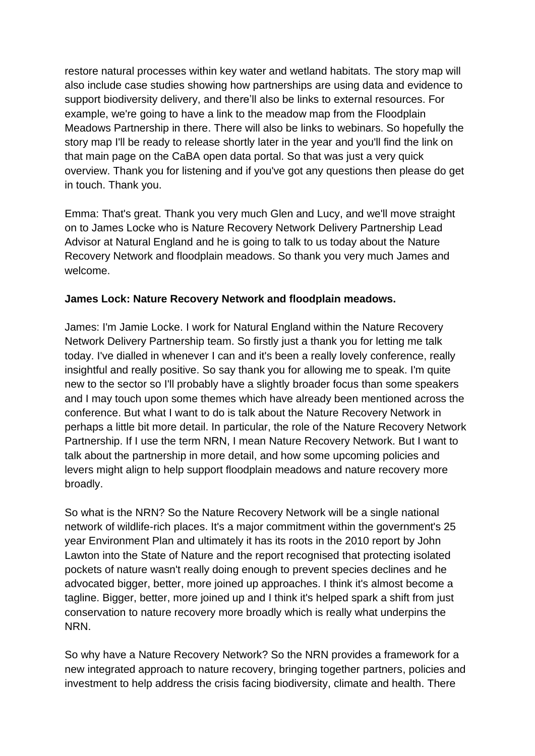restore natural processes within key water and wetland habitats. The story map will also include case studies showing how partnerships are using data and evidence to support biodiversity delivery, and there'll also be links to external resources. For example, we're going to have a link to the meadow map from the Floodplain Meadows Partnership in there. There will also be links to webinars. So hopefully the story map I'll be ready to release shortly later in the year and you'll find the link on that main page on the CaBA open data portal. So that was just a very quick overview. Thank you for listening and if you've got any questions then please do get in touch. Thank you.

Emma: That's great. Thank you very much Glen and Lucy, and we'll move straight on to James Locke who is Nature Recovery Network Delivery Partnership Lead Advisor at Natural England and he is going to talk to us today about the Nature Recovery Network and floodplain meadows. So thank you very much James and welcome.

**James Lock: Nature Recovery Network and floodplain meadows.**

James: I'm Jamie Locke. I work for Natural England within the Nature Recovery Network Delivery Partnership team. So firstly just a thank you for letting me talk today. I've dialled in whenever I can and it's been a really lovely conference, really insightful and really positive. So say thank you for allowing me to speak. I'm quite new to the sector so I'll probably have a slightly broader focus than some speakers and I may touch upon some themes which have already been mentioned across the conference. But what I want to do is talk about the Nature Recovery Network in perhaps a little bit more detail. In particular, the role of the Nature Recovery Network Partnership. If I use the term NRN, I mean Nature Recovery Network. But I want to talk about the partnership in more detail, and how some upcoming policies and levers might align to help support floodplain meadows and nature recovery more broadly.

So what is the NRN? So the Nature Recovery Network will be a single national network of wildlife-rich places. It's a major commitment within the government's 25 year Environment Plan and ultimately it has its roots in the 2010 report by John Lawton into the State of Nature and the report recognised that protecting isolated pockets of nature wasn't really doing enough to prevent species declines and he advocated bigger, better, more joined up approaches. I think it's almost become a tagline. Bigger, better, more joined up and I think it's helped spark a shift from just conservation to nature recovery more broadly which is really what underpins the NRN.

So why have a Nature Recovery Network? So the NRN provides a framework for a new integrated approach to nature recovery, bringing together partners, policies and investment to help address the crisis facing biodiversity, climate and health. There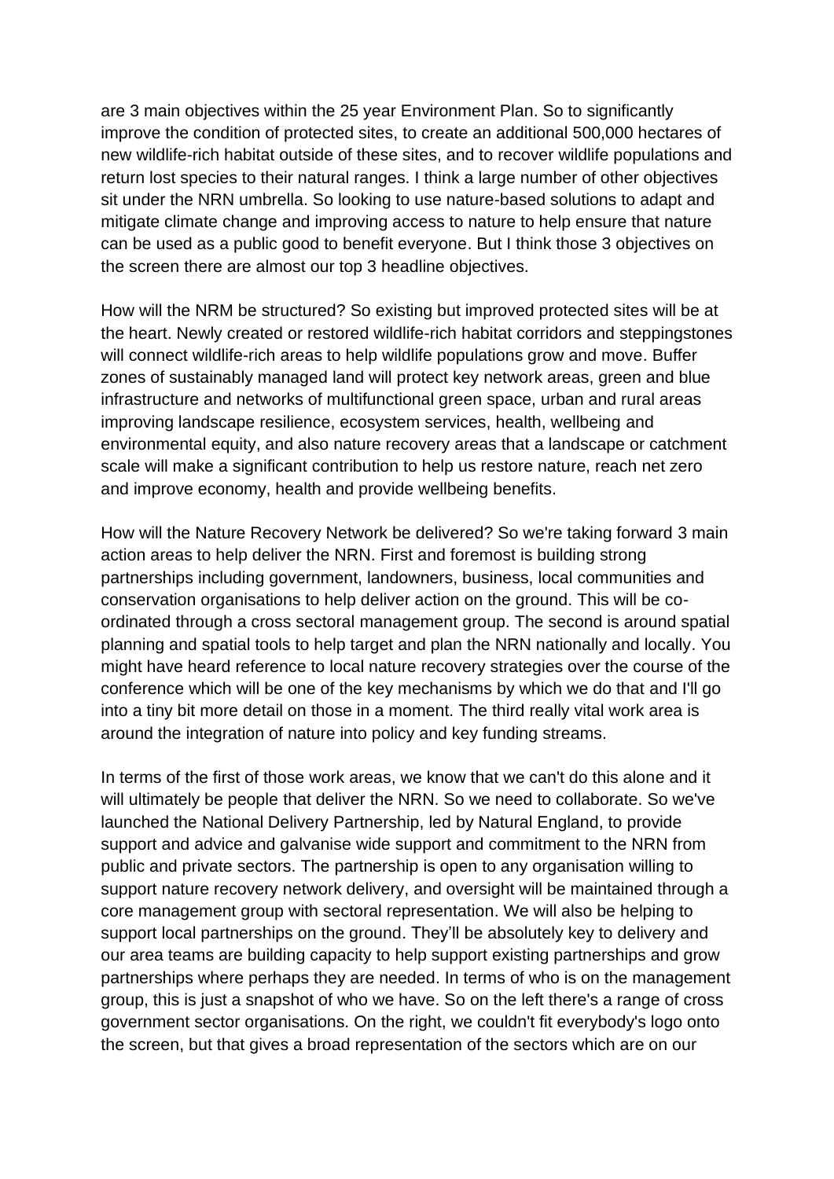are 3 main objectives within the 25 year Environment Plan. So to significantly improve the condition of protected sites, to create an additional 500,000 hectares of new wildlife-rich habitat outside of these sites, and to recover wildlife populations and return lost species to their natural ranges. I think a large number of other objectives sit under the NRN umbrella. So looking to use nature-based solutions to adapt and mitigate climate change and improving access to nature to help ensure that nature can be used as a public good to benefit everyone. But I think those 3 objectives on the screen there are almost our top 3 headline objectives.

How will the NRM be structured? So existing but improved protected sites will be at the heart. Newly created or restored wildlife-rich habitat corridors and steppingstones will connect wildlife-rich areas to help wildlife populations grow and move. Buffer zones of sustainably managed land will protect key network areas, green and blue infrastructure and networks of multifunctional green space, urban and rural areas improving landscape resilience, ecosystem services, health, wellbeing and environmental equity, and also nature recovery areas that a landscape or catchment scale will make a significant contribution to help us restore nature, reach net zero and improve economy, health and provide wellbeing benefits.

How will the Nature Recovery Network be delivered? So we're taking forward 3 main action areas to help deliver the NRN. First and foremost is building strong partnerships including government, landowners, business, local communities and conservation organisations to help deliver action on the ground. This will be co-ordinated through a cross sectoral management group. The second is around spatial planning and spatial tools to help target and plan the NRN nationally and locally. You might have heard reference to local nature recovery strategies over the course of the conference which will be one of the key mechanisms by which we do that and I'll go into a tiny bit more detail on those in a moment. The third really vital work area is around the integration of nature into policy and key funding streams.

In terms of the first of those work areas, we know that we can't do this alone and it will ultimately be people that deliver the NRN. So we need to collaborate. So we've launched the National Delivery Partnership, led by Natural England, to provide support and advice and galvanise wide support and commitment to the NRN from public and private sectors. The partnership is open to any organisation willing to support nature recovery network delivery, and oversight will be maintained through a core management group with sectoral representation. We will also be helping to support local partnerships on the ground. They'll be absolutely key to delivery and our area teams are building capacity to help support existing partnerships and grow partnerships where perhaps they are needed. In terms of who is on the management group, this is just a snapshot of who we have. So on the left there's a range of cross government sector organisations. On the right, we couldn't fit everybody's logo onto the screen, but that gives a broad representation of the sectors which are on our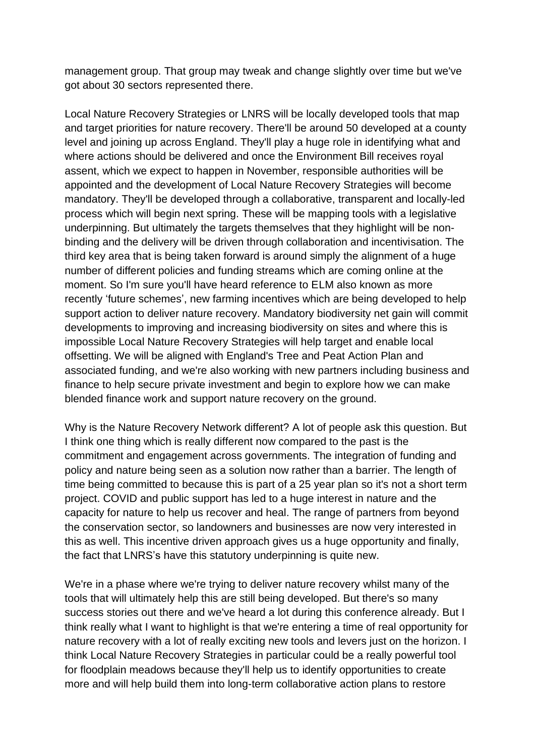management group. That group may tweak and change slightly over time but we've got about 30 sectors represented there.

Local Nature Recovery Strategies or LNRS will be locally developed tools that map and target priorities for nature recovery. There'll be around 50 developed at a county level and joining up across England. They'll play a huge role in identifying what and where actions should be delivered and once the Environment Bill receives royal assent, which we expect to happen in November, responsible authorities will be appointed and the development of Local Nature Recovery Strategies will become mandatory. They'll be developed through a collaborative, transparent and locally-led process which will begin next spring. These will be mapping tools with a legislative underpinning. But ultimately the targets themselves that they highlight will be non-binding and the delivery will be driven through collaboration and incentivisation. The third key area that is being taken forward is around simply the alignment of a huge number of different policies and funding streams which are coming online at the moment. So I'm sure you'll have heard reference to ELM also known as more recently 'future schemes', new farming incentives which are being developed to help support action to deliver nature recovery. Mandatory biodiversity net gain will commit developments to improving and increasing biodiversity on sites and where this is impossible Local Nature Recovery Strategies will help target and enable local offsetting. We will be aligned with England's Tree and Peat Action Plan and associated funding, and we're also working with new partners including business and finance to help secure private investment and begin to explore how we can make blended finance work and support nature recovery on the ground.

Why is the Nature Recovery Network different? A lot of people ask this question. But I think one thing which is really different now compared to the past is the commitment and engagement across governments. The integration of funding and policy and nature being seen as a solution now rather than a barrier. The length of time being committed to because this is part of a 25 year plan so it's not a short term project. COVID and public support has led to a huge interest in nature and the capacity for nature to help us recover and heal. The range of partners from beyond the conservation sector, so landowners and businesses are now very interested in this as well. This incentive driven approach gives us a huge opportunity and finally, the fact that LNRS's have this statutory underpinning is quite new.

We're in a phase where we're trying to deliver nature recovery whilst many of the tools that will ultimately help this are still being developed. But there's so many success stories out there and we've heard a lot during this conference already. But I think really what I want to highlight is that we're entering a time of real opportunity for nature recovery with a lot of really exciting new tools and levers just on the horizon. I think Local Nature Recovery Strategies in particular could be a really powerful tool for floodplain meadows because they'll help us to identify opportunities to create more and will help build them into long-term collaborative action plans to restore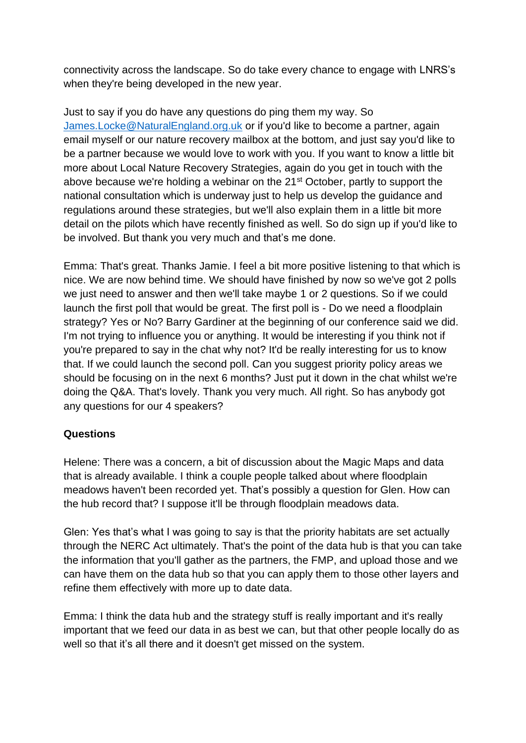connectivity across the landscape. So do take every chance to engage with LNRS's when they're being developed in the new year.

Just to say if you do have any questions do ping them my way. So James.Locke@NaturalEngland.org.uk or if you'd like to become a partner, again email myself or our nature recovery mailbox at the bottom, and just say you'd like to be a partner because we would love to work with you. If you want to know a little bit more about Local Nature Recovery Strategies, again do you get in touch with the above because we're holding a webinar on the 21st October, partly to support the national consultation which is underway just to help us develop the guidance and regulations around these strategies, but we'll also explain them in a little bit more detail on the pilots which have recently finished as well. So do sign up if you'd like to be involved. But thank you very much and that's me done.

Emma: That's great. Thanks Jamie. I feel a bit more positive listening to that which is nice. We are now behind time. We should have finished by now so we've got 2 polls we just need to answer and then we'll take maybe 1 or 2 questions. So if we could launch the first poll that would be great. The first poll is - Do we need a floodplain strategy? Yes or No? Barry Gardiner at the beginning of our conference said we did. I'm not trying to influence you or anything. It would be interesting if you think not if you're prepared to say in the chat why not? It'd be really interesting for us to know that. If we could launch the second poll. Can you suggest priority policy areas we should be focusing on in the next 6 months? Just put it down in the chat whilst we're doing the Q&A. That's lovely. Thank you very much. All right. So has anybody got any questions for our 4 speakers?

**Questions**

Helene: There was a concern, a bit of discussion about the Magic Maps and data that is already available. I think a couple people talked about where floodplain meadows haven't been recorded yet. That's possibly a question for Glen. How can the hub record that? I suppose it'll be through floodplain meadows data.

Glen: Yes that's what I was going to say is that the priority habitats are set actually through the NERC Act ultimately. That's the point of the data hub is that you can take the information that you'll gather as the partners, the FMP, and upload those and we can have them on the data hub so that you can apply them to those other layers and refine them effectively with more up to date data.

Emma: I think the data hub and the strategy stuff is really important and it's really important that we feed our data in as best we can, but that other people locally do as well so that it's all there and it doesn't get missed on the system.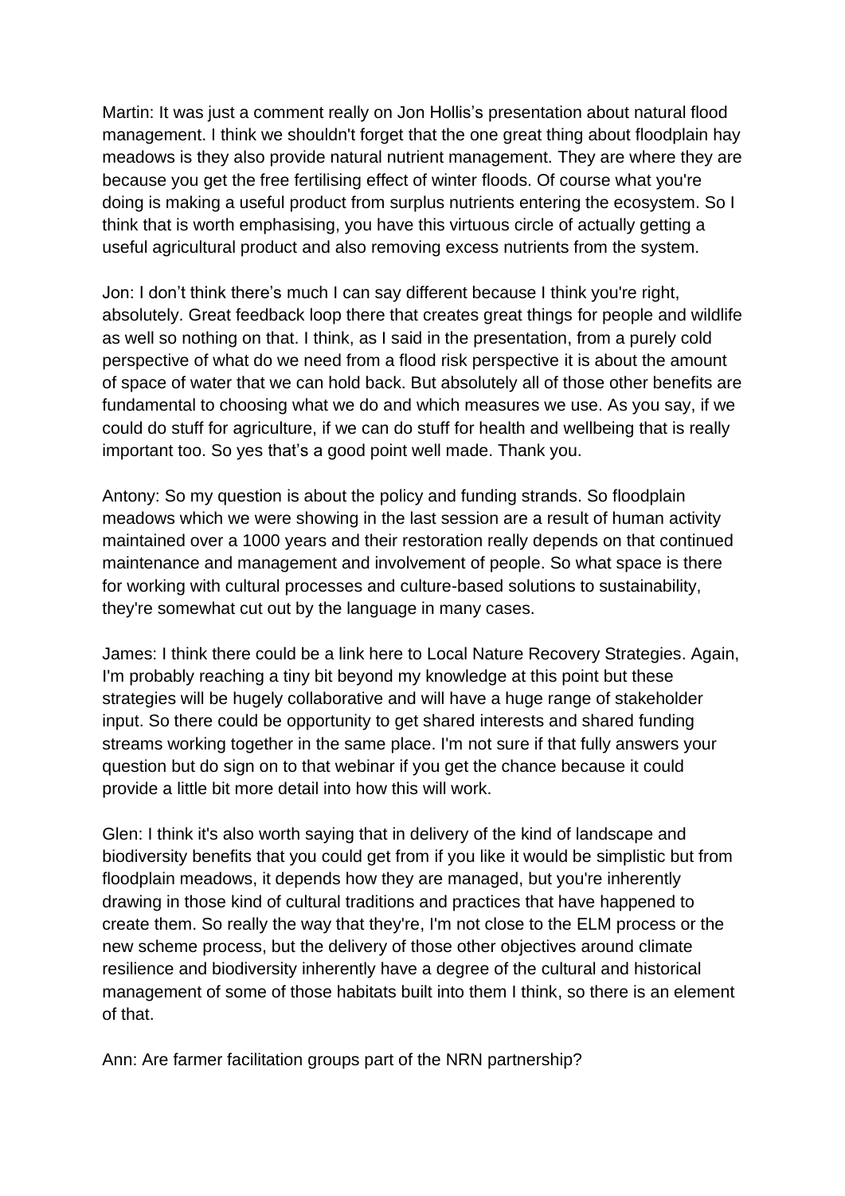Martin: It was just a comment really on Jon Hollis's presentation about natural flood management. I think we shouldn't forget that the one great thing about floodplain hay meadows is they also provide natural nutrient management. They are where they are because you get the free fertilising effect of winter floods. Of course what you're doing is making a useful product from surplus nutrients entering the ecosystem. So I think that is worth emphasising, you have this virtuous circle of actually getting a useful agricultural product and also removing excess nutrients from the system.

Jon: I don't think there's much I can say different because I think you're right, absolutely. Great feedback loop there that creates great things for people and wildlife as well so nothing on that. I think, as I said in the presentation, from a purely cold perspective of what do we need from a flood risk perspective it is about the amount of space of water that we can hold back. But absolutely all of those other benefits are fundamental to choosing what we do and which measures we use. As you say, if we could do stuff for agriculture, if we can do stuff for health and wellbeing that is really important too. So yes that's a good point well made. Thank you.

Antony: So my question is about the policy and funding strands. So floodplain meadows which we were showing in the last session are a result of human activity maintained over a 1000 years and their restoration really depends on that continued maintenance and management and involvement of people. So what space is there for working with cultural processes and culture-based solutions to sustainability, they're somewhat cut out by the language in many cases.

James: I think there could be a link here to Local Nature Recovery Strategies. Again, I'm probably reaching a tiny bit beyond my knowledge at this point but these strategies will be hugely collaborative and will have a huge range of stakeholder input. So there could be opportunity to get shared interests and shared funding streams working together in the same place. I'm not sure if that fully answers your question but do sign on to that webinar if you get the chance because it could provide a little bit more detail into how this will work.

Glen: I think it's also worth saying that in delivery of the kind of landscape and biodiversity benefits that you could get from if you like it would be simplistic but from floodplain meadows, it depends how they are managed, but you're inherently drawing in those kind of cultural traditions and practices that have happened to create them. So really the way that they're, I'm not close to the ELM process or the new scheme process, but the delivery of those other objectives around climate resilience and biodiversity inherently have a degree of the cultural and historical management of some of those habitats built into them I think, so there is an element of that.

Ann: Are farmer facilitation groups part of the NRN partnership?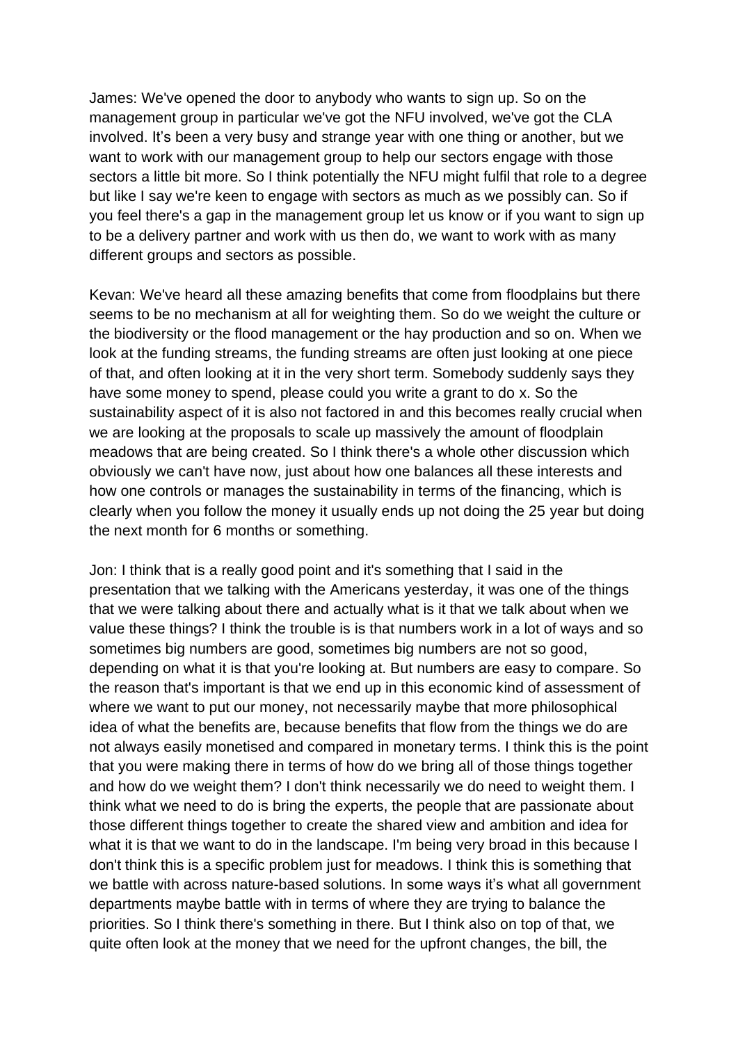James: We've opened the door to anybody who wants to sign up. So on the management group in particular we've got the NFU involved, we've got the CLA involved. It's been a very busy and strange year with one thing or another, but we want to work with our management group to help our sectors engage with those sectors a little bit more. So I think potentially the NFU might fulfil that role to a degree but like I say we're keen to engage with sectors as much as we possibly can. So if you feel there's a gap in the management group let us know or if you want to sign up to be a delivery partner and work with us then do, we want to work with as many different groups and sectors as possible.

Kevan: We've heard all these amazing benefits that come from floodplains but there seems to be no mechanism at all for weighting them. So do we weight the culture or the biodiversity or the flood management or the hay production and so on. When we look at the funding streams, the funding streams are often just looking at one piece of that, and often looking at it in the very short term. Somebody suddenly says they have some money to spend, please could you write a grant to do x. So the sustainability aspect of it is also not factored in and this becomes really crucial when we are looking at the proposals to scale up massively the amount of floodplain meadows that are being created. So I think there's a whole other discussion which obviously we can't have now, just about how one balances all these interests and how one controls or manages the sustainability in terms of the financing, which is clearly when you follow the money it usually ends up not doing the 25 year but doing the next month for 6 months or something.

Jon: I think that is a really good point and it's something that I said in the presentation that we talking with the Americans yesterday, it was one of the things that we were talking about there and actually what is it that we talk about when we value these things? I think the trouble is is that numbers work in a lot of ways and so sometimes big numbers are good, sometimes big numbers are not so good, depending on what it is that you're looking at. But numbers are easy to compare. So the reason that's important is that we end up in this economic kind of assessment of where we want to put our money, not necessarily maybe that more philosophical idea of what the benefits are, because benefits that flow from the things we do are not always easily monetised and compared in monetary terms. I think this is the point that you were making there in terms of how do we bring all of those things together and how do we weight them? I don't think necessarily we do need to weight them. I think what we need to do is bring the experts, the people that are passionate about those different things together to create the shared view and ambition and idea for what it is that we want to do in the landscape. I'm being very broad in this because I don't think this is a specific problem just for meadows. I think this is something that we battle with across nature-based solutions. In some ways it's what all government departments maybe battle with in terms of where they are trying to balance the priorities. So I think there's something in there. But I think also on top of that, we quite often look at the money that we need for the upfront changes, the bill, the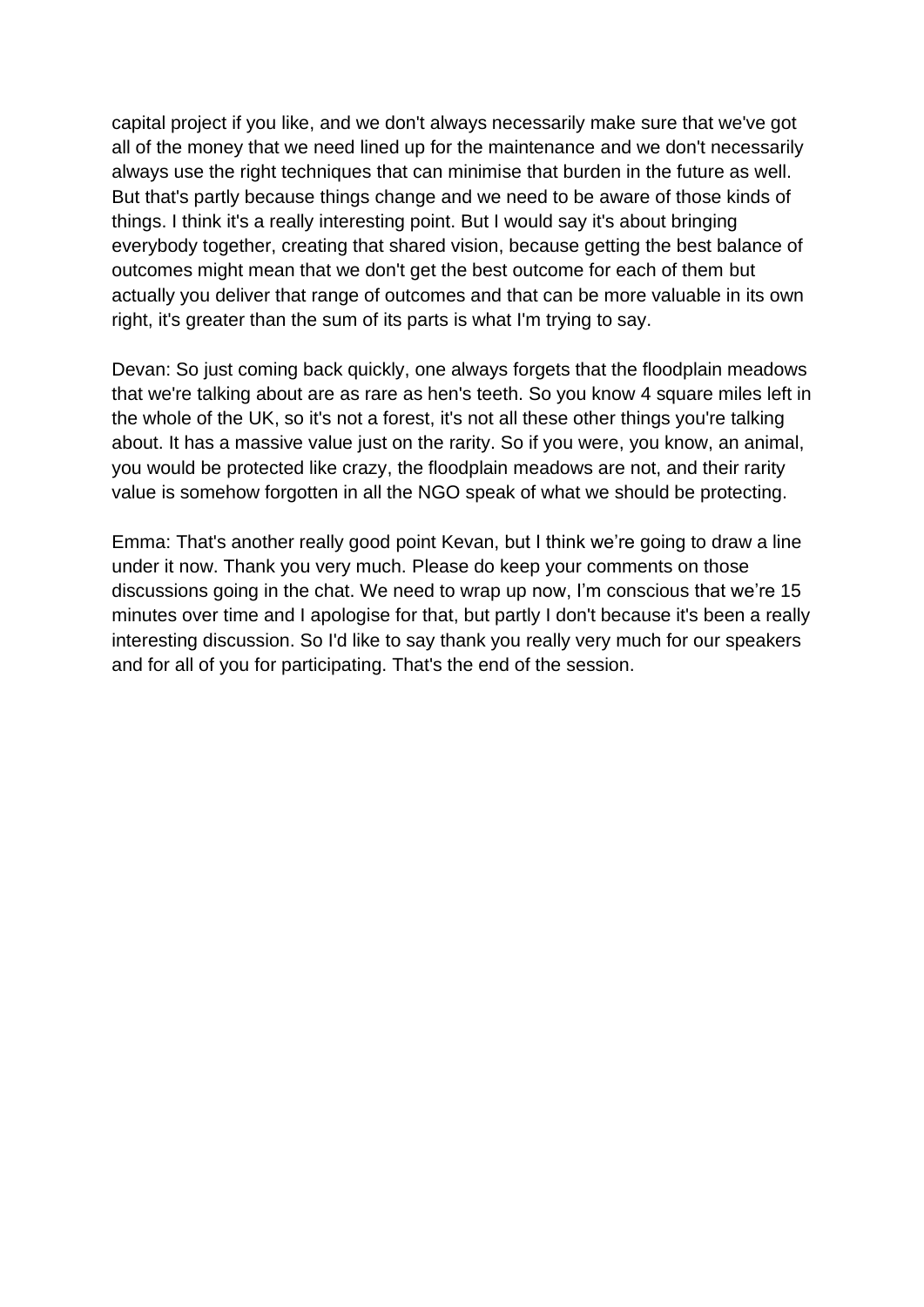capital project if you like, and we don't always necessarily make sure that we've got all of the money that we need lined up for the maintenance and we don't necessarily always use the right techniques that can minimise that burden in the future as well. But that's partly because things change and we need to be aware of those kinds of things. I think it's a really interesting point. But I would say it's about bringing everybody together, creating that shared vision, because getting the best balance of outcomes might mean that we don't get the best outcome for each of them but actually you deliver that range of outcomes and that can be more valuable in its own right, it's greater than the sum of its parts is what I'm trying to say.

Devan: So just coming back quickly, one always forgets that the floodplain meadows that we're talking about are as rare as hen's teeth. So you know 4 square miles left in the whole of the UK, so it's not a forest, it's not all these other things you're talking about. It has a massive value just on the rarity. So if you were, you know, an animal, you would be protected like crazy, the floodplain meadows are not, and their rarity value is somehow forgotten in all the NGO speak of what we should be protecting.

Emma: That's another really good point Kevan, but I think we're going to draw a line under it now. Thank you very much. Please do keep your comments on those discussions going in the chat. We need to wrap up now, I'm conscious that we're 15 minutes over time and I apologise for that, but partly I don't because it's been a really interesting discussion. So I'd like to say thank you really very much for our speakers and for all of you for participating. That's the end of the session.